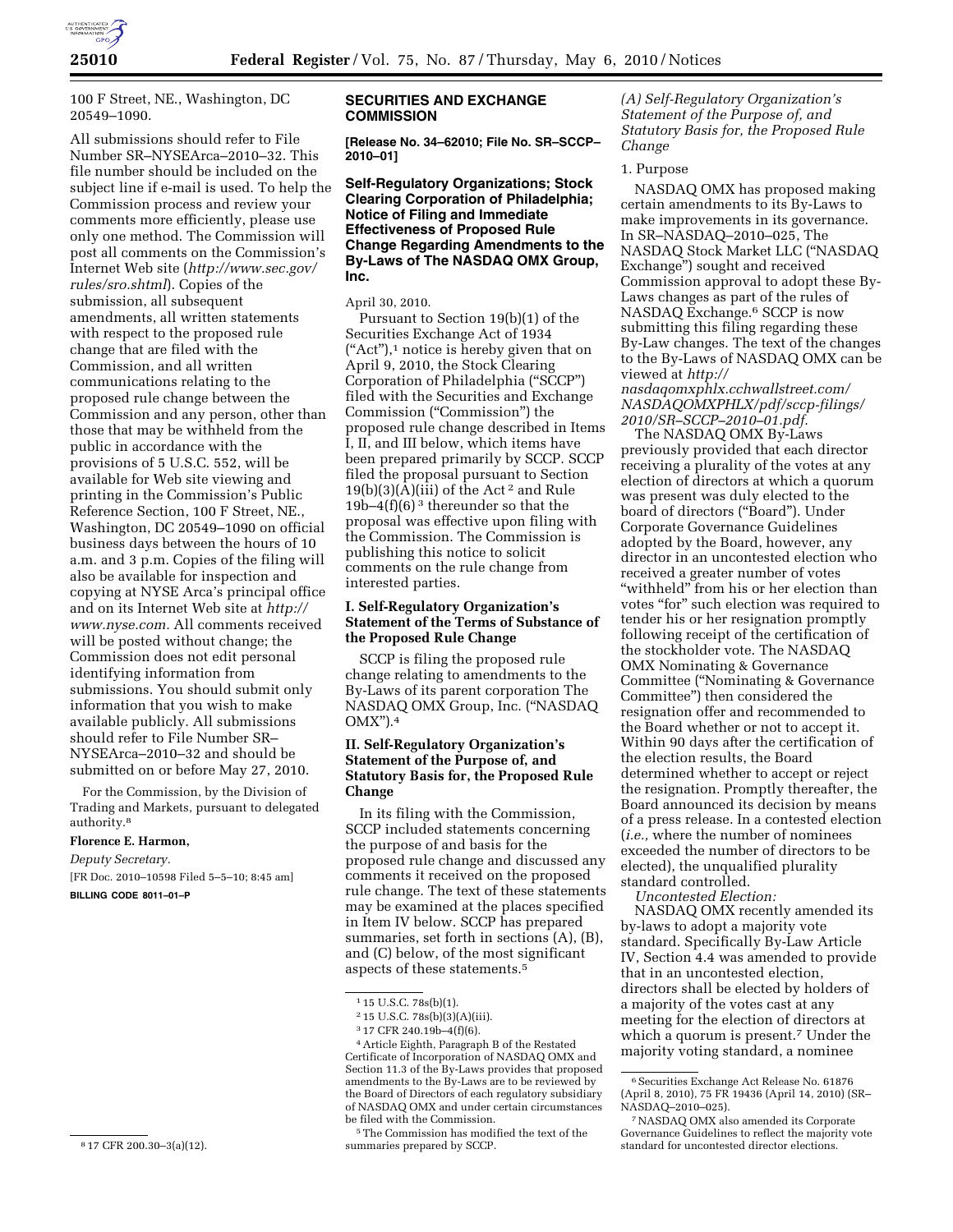100 F Street, NE., Washington, DC 20549–1090.

All submissions should refer to File Number SR–NYSEArca–2010–32. This file number should be included on the subject line if e-mail is used. To help the Commission process and review your comments more efficiently, please use only one method. The Commission will post all comments on the Commission's Internet Web site (*http://www.sec.gov/rules/sro.shtml*). Copies of the submission, all subsequent amendments, all written statements with respect to the proposed rule change that are filed with the Commission, and all written communications relating to the proposed rule change between the Commission and any person, other than those that may be withheld from the public in accordance with the provisions of 5 U.S.C. 552, will be available for Web site viewing and printing in the Commission's Public Reference Section, 100 F Street, NE., Washington, DC 20549–1090 on official business days between the hours of 10 a.m. and 3 p.m. Copies of the filing will also be available for inspection and copying at NYSE Arca's principal office and on its Internet Web site at *http://www.nyse.com.* All comments received will be posted without change; the Commission does not edit personal identifying information from submissions. You should submit only information that you wish to make available publicly. All submissions should refer to File Number SR–NYSEArca–2010–32 and should be submitted on or before May 27, 2010.

For the Commission, by the Division of Trading and Markets, pursuant to delegated authority.[8]

**Florence E. Harmon,**

*Deputy Secretary.*

[FR Doc. 2010–10598 Filed 5–5–10; 8:45 am]

**BILLING CODE 8011–01–P**

[8] 17 CFR 200.30–3(a)(12).

## SECURITIES AND EXCHANGE COMMISSION

**[Release No. 34–62010; File No. SR–SCCP–2010–01]**

### Self-Regulatory Organizations; Stock Clearing Corporation of Philadelphia; Notice of Filing and Immediate Effectiveness of Proposed Rule Change Regarding Amendments to the By-Laws of The NASDAQ OMX Group, Inc.

April 30, 2010.

Pursuant to Section 19(b)(1) of the Securities Exchange Act of 1934 ("Act"),[1] notice is hereby given that on April 9, 2010, the Stock Clearing Corporation of Philadelphia ("SCCP") filed with the Securities and Exchange Commission ("Commission") the proposed rule change described in Items I, II, and III below, which items have been prepared primarily by SCCP. SCCP filed the proposal pursuant to Section 19(b)(3)(A)(iii) of the Act [2] and Rule 19b–4(f)(6) [3] thereunder so that the proposal was effective upon filing with the Commission. The Commission is publishing this notice to solicit comments on the rule change from interested parties.

### I. Self-Regulatory Organization's Statement of the Terms of Substance of the Proposed Rule Change

SCCP is filing the proposed rule change relating to amendments to the By-Laws of its parent corporation The NASDAQ OMX Group, Inc. ("NASDAQ OMX").[4]

### II. Self-Regulatory Organization's Statement of the Purpose of, and Statutory Basis for, the Proposed Rule Change

In its filing with the Commission, SCCP included statements concerning the purpose of and basis for the proposed rule change and discussed any comments it received on the proposed rule change. The text of these statements may be examined at the places specified in Item IV below. SCCP has prepared summaries, set forth in sections (A), (B), and (C) below, of the most significant aspects of these statements.[5]

[1] 15 U.S.C. 78s(b)(1).

[2] 15 U.S.C. 78s(b)(3)(A)(iii).

[3] 17 CFR 240.19b–4(f)(6).

[4] Article Eighth, Paragraph B of the Restated Certificate of Incorporation of NASDAQ OMX and Section 11.3 of the By-Laws provides that proposed amendments to the By-Laws are to be reviewed by the Board of Directors of each regulatory subsidiary of NASDAQ OMX and under certain circumstances be filed with the Commission.

[5] The Commission has modified the text of the summaries prepared by SCCP.

*(A) Self-Regulatory Organization's Statement of the Purpose of, and Statutory Basis for, the Proposed Rule Change*

1. Purpose

NASDAQ OMX has proposed making certain amendments to its By-Laws to make improvements in its governance. In SR–NASDAQ–2010–025, The NASDAQ Stock Market LLC ("NASDAQ Exchange") sought and received Commission approval to adopt these By-Laws changes as part of the rules of NASDAQ Exchange.[6] SCCP is now submitting this filing regarding these By-Law changes. The text of the changes to the By-Laws of NASDAQ OMX can be viewed at *http://nasdaqomxphlx.cchwallstreet.com/NASDAQOMXPHLX/pdf/sccp-filings/2010/SR–SCCP–2010–01.pdf.*

The NASDAQ OMX By-Laws previously provided that each director receiving a plurality of the votes at any election of directors at which a quorum was present was duly elected to the board of directors ("Board"). Under Corporate Governance Guidelines adopted by the Board, however, any director in an uncontested election who received a greater number of votes "withheld" from his or her election than votes "for" such election was required to tender his or her resignation promptly following receipt of the certification of the stockholder vote. The NASDAQ OMX Nominating & Governance Committee ("Nominating & Governance Committee") then considered the resignation offer and recommended to the Board whether or not to accept it. Within 90 days after the certification of the election results, the Board determined whether to accept or reject the resignation. Promptly thereafter, the Board announced its decision by means of a press release. In a contested election (*i.e.,* where the number of nominees exceeded the number of directors to be elected), the unqualified plurality standard controlled.

*Uncontested Election:*

NASDAQ OMX recently amended its by-laws to adopt a majority vote standard. Specifically By-Law Article IV, Section 4.4 was amended to provide that in an uncontested election, directors shall be elected by holders of a majority of the votes cast at any meeting for the election of directors at which a quorum is present.[7] Under the majority voting standard, a nominee

[6] Securities Exchange Act Release No. 61876 (April 8, 2010), 75 FR 19436 (April 14, 2010) (SR–NASDAQ–2010–025).

[7] NASDAQ OMX also amended its Corporate Governance Guidelines to reflect the majority vote standard for uncontested director elections.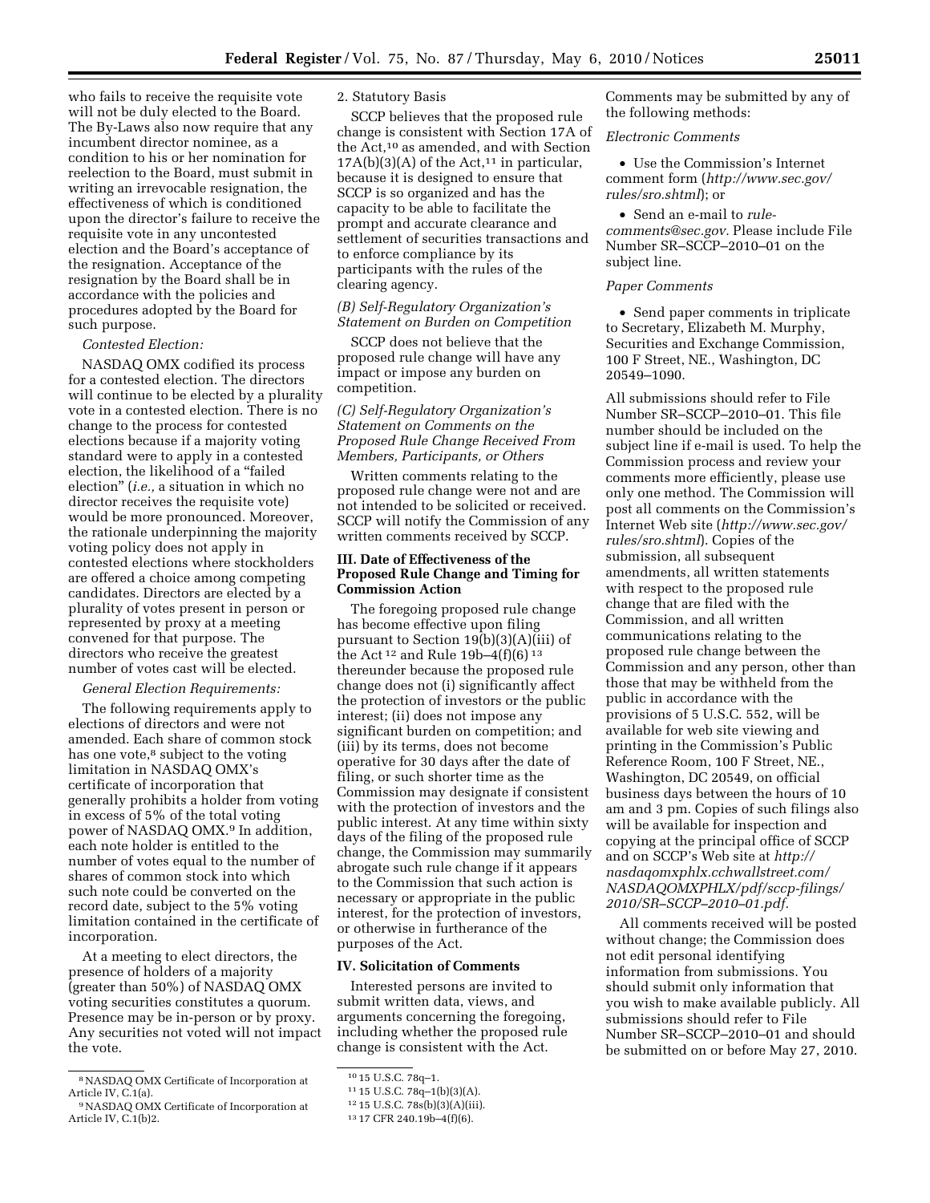who fails to receive the requisite vote will not be duly elected to the Board. The By-Laws also now require that any incumbent director nominee, as a condition to his or her nomination for reelection to the Board, must submit in writing an irrevocable resignation, the effectiveness of which is conditioned upon the director's failure to receive the requisite vote in any uncontested election and the Board's acceptance of the resignation. Acceptance of the resignation by the Board shall be in accordance with the policies and procedures adopted by the Board for such purpose.

*Contested Election:*

NASDAQ OMX codified its process for a contested election. The directors will continue to be elected by a plurality vote in a contested election. There is no change to the process for contested elections because if a majority voting standard were to apply in a contested election, the likelihood of a "failed election" (*i.e.,* a situation in which no director receives the requisite vote) would be more pronounced. Moreover, the rationale underpinning the majority voting policy does not apply in contested elections where stockholders are offered a choice among competing candidates. Directors are elected by a plurality of votes present in person or represented by proxy at a meeting convened for that purpose. The directors who receive the greatest number of votes cast will be elected.

*General Election Requirements:*

The following requirements apply to elections of directors and were not amended. Each share of common stock has one vote,[8] subject to the voting limitation in NASDAQ OMX's certificate of incorporation that generally prohibits a holder from voting in excess of 5% of the total voting power of NASDAQ OMX.[9] In addition, each note holder is entitled to the number of votes equal to the number of shares of common stock into which such note could be converted on the record date, subject to the 5% voting limitation contained in the certificate of incorporation.

At a meeting to elect directors, the presence of holders of a majority (greater than 50%) of NASDAQ OMX voting securities constitutes a quorum. Presence may be in-person or by proxy. Any securities not voted will not impact the vote.

2. Statutory Basis

SCCP believes that the proposed rule change is consistent with Section 17A of the Act,[10] as amended, and with Section 17A(b)(3)(A) of the Act,[11] in particular, because it is designed to ensure that SCCP is so organized and has the capacity to be able to facilitate the prompt and accurate clearance and settlement of securities transactions and to enforce compliance by its participants with the rules of the clearing agency.

*(B) Self-Regulatory Organization's Statement on Burden on Competition*

SCCP does not believe that the proposed rule change will have any impact or impose any burden on competition.

*(C) Self-Regulatory Organization's Statement on Comments on the Proposed Rule Change Received From Members, Participants, or Others*

Written comments relating to the proposed rule change were not and are not intended to be solicited or received. SCCP will notify the Commission of any written comments received by SCCP.

### III. Date of Effectiveness of the Proposed Rule Change and Timing for Commission Action

The foregoing proposed rule change has become effective upon filing pursuant to Section 19(b)(3)(A)(iii) of the Act[12] and Rule 19b–4(f)(6)[13] thereunder because the proposed rule change does not (i) significantly affect the protection of investors or the public interest; (ii) does not impose any significant burden on competition; and (iii) by its terms, does not become operative for 30 days after the date of filing, or such shorter time as the Commission may designate if consistent with the protection of investors and the public interest. At any time within sixty days of the filing of the proposed rule change, the Commission may summarily abrogate such rule change if it appears to the Commission that such action is necessary or appropriate in the public interest, for the protection of investors, or otherwise in furtherance of the purposes of the Act.

### IV. Solicitation of Comments

Interested persons are invited to submit written data, views, and arguments concerning the foregoing, including whether the proposed rule change is consistent with the Act. Comments may be submitted by any of the following methods:

*Electronic Comments*

- Use the Commission's Internet comment form (*http://www.sec.gov/rules/sro.shtml*); or
- Send an e-mail to *rule-comments@sec.gov.* Please include File Number SR–SCCP–2010–01 on the subject line.

*Paper Comments*

- Send paper comments in triplicate to Secretary, Elizabeth M. Murphy, Securities and Exchange Commission, 100 F Street, NE., Washington, DC 20549–1090.

All submissions should refer to File Number SR–SCCP–2010–01. This file number should be included on the subject line if e-mail is used. To help the Commission process and review your comments more efficiently, please use only one method. The Commission will post all comments on the Commission's Internet Web site (*http://www.sec.gov/rules/sro.shtml*). Copies of the submission, all subsequent amendments, all written statements with respect to the proposed rule change that are filed with the Commission, and all written communications relating to the proposed rule change between the Commission and any person, other than those that may be withheld from the public in accordance with the provisions of 5 U.S.C. 552, will be available for web site viewing and printing in the Commission's Public Reference Room, 100 F Street, NE., Washington, DC 20549, on official business days between the hours of 10 am and 3 pm. Copies of such filings also will be available for inspection and copying at the principal office of SCCP and on SCCP's Web site at *http://nasdaqomxphlx.cchwallstreet.com/NASDAQOMXPHLX/pdf/sccp-filings/2010/SR–SCCP–2010–01.pdf.*

All comments received will be posted without change; the Commission does not edit personal identifying information from submissions. You should submit only information that you wish to make available publicly. All submissions should refer to File Number SR–SCCP–2010–01 and should be submitted on or before May 27, 2010.

---

[8] NASDAQ OMX Certificate of Incorporation at Article IV, C.1(a).

[9] NASDAQ OMX Certificate of Incorporation at Article IV, C.1(b)2.

[10] 15 U.S.C. 78q–1.

[11] 15 U.S.C. 78q–1(b)(3)(A).

[12] 15 U.S.C. 78s(b)(3)(A)(iii).

[13] 17 CFR 240.19b–4(f)(6).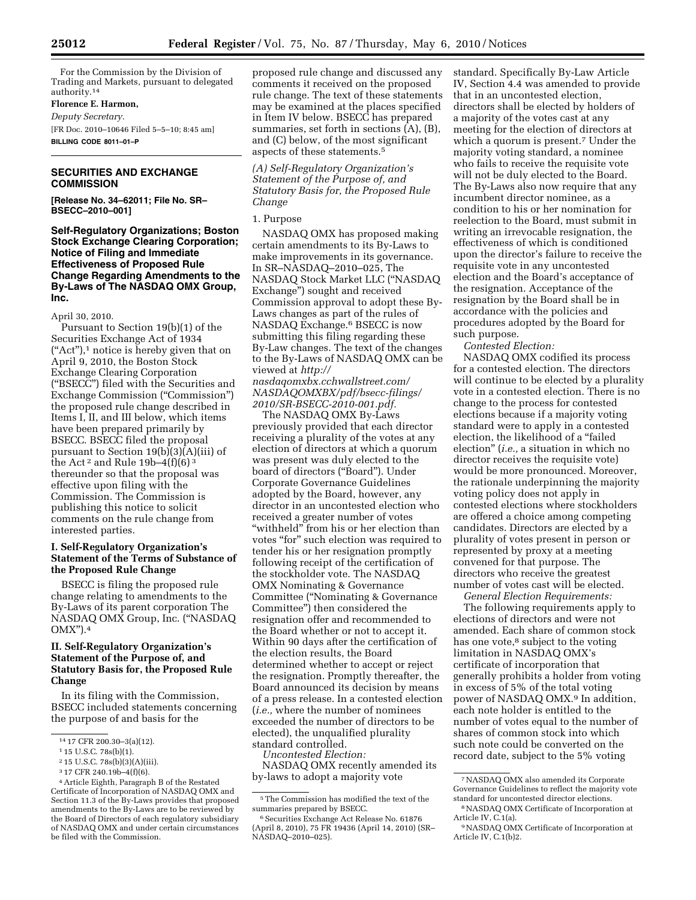For the Commission by the Division of Trading and Markets, pursuant to delegated authority.[14]

**Florence E. Harmon,**

*Deputy Secretary.*

[FR Doc. 2010–10646 Filed 5–5–10; 8:45 am]

**BILLING CODE 8011–01–P**

## SECURITIES AND EXCHANGE COMMISSION

**[Release No. 34–62011; File No. SR–BSECC–2010–001]**

## Self-Regulatory Organizations; Boston Stock Exchange Clearing Corporation; Notice of Filing and Immediate Effectiveness of Proposed Rule Change Regarding Amendments to the By-Laws of The NASDAQ OMX Group, Inc.

April 30, 2010.

Pursuant to Section 19(b)(1) of the Securities Exchange Act of 1934 ("Act"),[1] notice is hereby given that on April 9, 2010, the Boston Stock Exchange Clearing Corporation ("BSECC") filed with the Securities and Exchange Commission ("Commission") the proposed rule change described in Items I, II, and III below, which items have been prepared primarily by BSECC. BSECC filed the proposal pursuant to Section 19(b)(3)(A)(iii) of the Act[2] and Rule 19b–4(f)(6)[3] thereunder so that the proposal was effective upon filing with the Commission. The Commission is publishing this notice to solicit comments on the rule change from interested parties.

### I. Self-Regulatory Organization's Statement of the Terms of Substance of the Proposed Rule Change

BSECC is filing the proposed rule change relating to amendments to the By-Laws of its parent corporation The NASDAQ OMX Group, Inc. ("NASDAQ OMX").[4]

### II. Self-Regulatory Organization's Statement of the Purpose of, and Statutory Basis for, the Proposed Rule Change

In its filing with the Commission, BSECC included statements concerning the purpose of and basis for the proposed rule change and discussed any comments it received on the proposed rule change. The text of these statements may be examined at the places specified in Item IV below. BSECC has prepared summaries, set forth in sections (A), (B), and (C) below, of the most significant aspects of these statements.[5]

*(A) Self-Regulatory Organization's Statement of the Purpose of, and Statutory Basis for, the Proposed Rule Change*

1. Purpose

NASDAQ OMX has proposed making certain amendments to its By-Laws to make improvements in its governance. In SR–NASDAQ–2010–025, The NASDAQ Stock Market LLC ("NASDAQ Exchange") sought and received Commission approval to adopt these By-Laws changes as part of the rules of NASDAQ Exchange.[6] BSECC is now submitting this filing regarding these By-Law changes. The text of the changes to the By-Laws of NASDAQ OMX can be viewed at *http://nasdaqomxbx.cchwallstreet.com/NASDAQOMXBX/pdf/bsecc-filings/2010/SR-BSECC-2010-001.pdf.*

The NASDAQ OMX By-Laws previously provided that each director receiving a plurality of the votes at any election of directors at which a quorum was present was duly elected to the board of directors ("Board"). Under Corporate Governance Guidelines adopted by the Board, however, any director in an uncontested election who received a greater number of votes "withheld" from his or her election than votes "for" such election was required to tender his or her resignation promptly following receipt of the certification of the stockholder vote. The NASDAQ OMX Nominating & Governance Committee ("Nominating & Governance Committee") then considered the resignation offer and recommended to the Board whether or not to accept it. Within 90 days after the certification of the election results, the Board determined whether to accept or reject the resignation. Promptly thereafter, the Board announced its decision by means of a press release. In a contested election (*i.e.,* where the number of nominees exceeded the number of directors to be elected), the unqualified plurality standard controlled.

*Uncontested Election:*

NASDAQ OMX recently amended its by-laws to adopt a majority vote standard. Specifically By-Law Article IV, Section 4.4 was amended to provide that in an uncontested election, directors shall be elected by holders of a majority of the votes cast at any meeting for the election of directors at which a quorum is present.[7] Under the majority voting standard, a nominee who fails to receive the requisite vote will not be duly elected to the Board. The By-Laws also now require that any incumbent director nominee, as a condition to his or her nomination for reelection to the Board, must submit in writing an irrevocable resignation, the effectiveness of which is conditioned upon the director's failure to receive the requisite vote in any uncontested election and the Board's acceptance of the resignation. Acceptance of the resignation by the Board shall be in accordance with the policies and procedures adopted by the Board for such purpose.

*Contested Election:*

NASDAQ OMX codified its process for a contested election. The directors will continue to be elected by a plurality vote in a contested election. There is no change to the process for contested elections because if a majority voting standard were to apply in a contested election, the likelihood of a "failed election" (*i.e.,* a situation in which no director receives the requisite vote) would be more pronounced. Moreover, the rationale underpinning the majority voting policy does not apply in contested elections where stockholders are offered a choice among competing candidates. Directors are elected by a plurality of votes present in person or represented by proxy at a meeting convened for that purpose. The directors who receive the greatest number of votes cast will be elected.

*General Election Requirements:*

The following requirements apply to elections of directors and were not amended. Each share of common stock has one vote,[8] subject to the voting limitation in NASDAQ OMX's certificate of incorporation that generally prohibits a holder from voting in excess of 5% of the total voting power of NASDAQ OMX.[9] In addition, each note holder is entitled to the number of votes equal to the number of shares of common stock into which such note could be converted on the record date, subject to the 5% voting

---

[14] 17 CFR 200.30–3(a)(12).

[1] 15 U.S.C. 78s(b)(1).

[2] 15 U.S.C. 78s(b)(3)(A)(iii).

[3] 17 CFR 240.19b–4(f)(6).

[4] Article Eighth, Paragraph B of the Restated Certificate of Incorporation of NASDAQ OMX and Section 11.3 of the By-Laws provides that proposed amendments to the By-Laws are to be reviewed by the Board of Directors of each regulatory subsidiary of NASDAQ OMX and under certain circumstances be filed with the Commission.

[5] The Commission has modified the text of the summaries prepared by BSECC.

[6] Securities Exchange Act Release No. 61876 (April 8, 2010), 75 FR 19436 (April 14, 2010) (SR–NASDAQ–2010–025).

[7] NASDAQ OMX also amended its Corporate Governance Guidelines to reflect the majority vote standard for uncontested director elections.

[8] NASDAQ OMX Certificate of Incorporation at Article IV, C.1(a).

[9] NASDAQ OMX Certificate of Incorporation at Article IV, C.1(b)2.